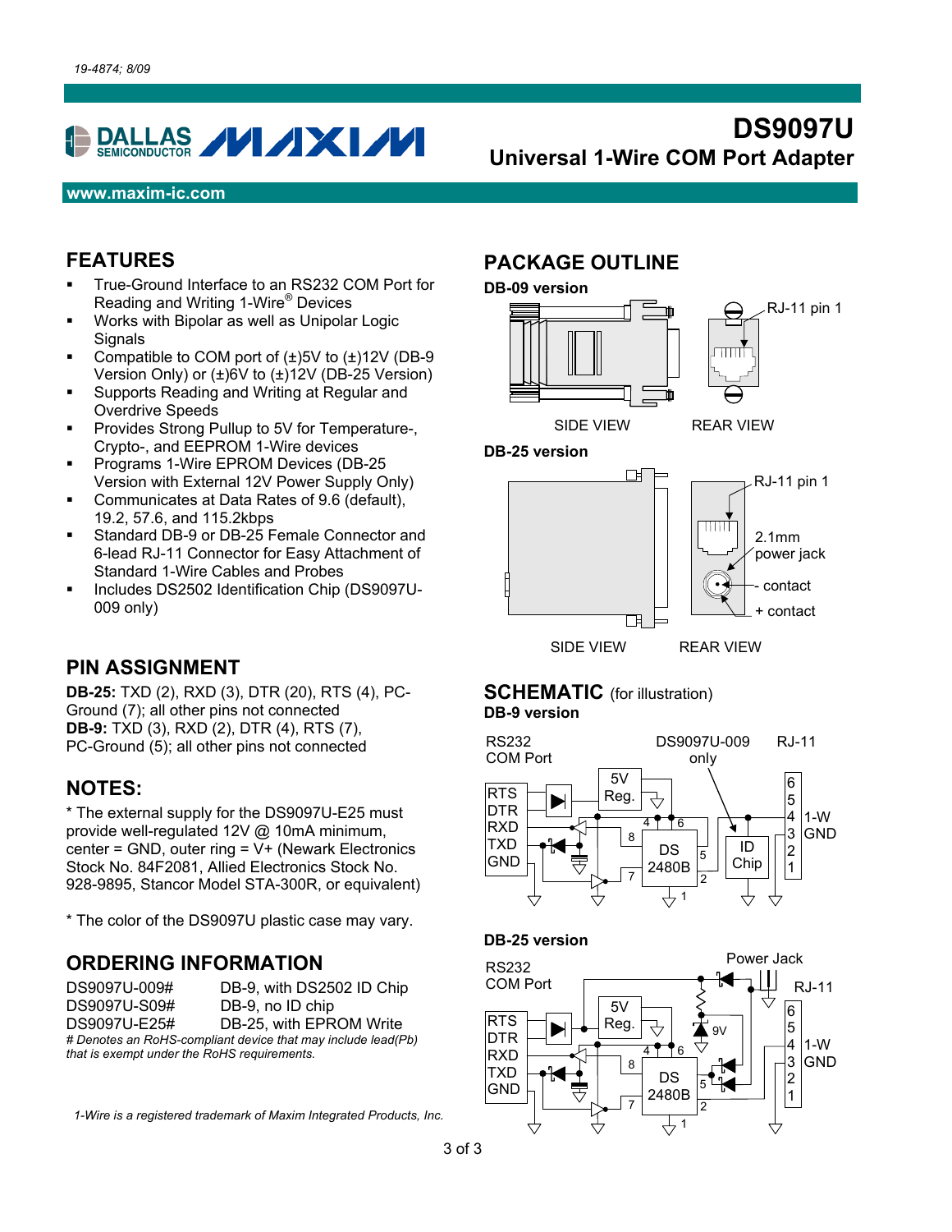19-4874; 8/09

# DS9097U
## Universal 1-Wire COM Port Adapter

www.maxim-ic.com

## FEATURES

- True-Ground Interface to an RS232 COM Port for Reading and Writing 1-Wire® Devices
- Works with Bipolar as well as Unipolar Logic Signals
- Compatible to COM port of (±)5V to (±)12V (DB-9 Version Only) or (±)6V to (±)12V (DB-25 Version)
- Supports Reading and Writing at Regular and Overdrive Speeds
- Provides Strong Pullup to 5V for Temperature-, Crypto-, and EEPROM 1-Wire devices
- Programs 1-Wire EPROM Devices (DB-25 Version with External 12V Power Supply Only)
- Communicates at Data Rates of 9.6 (default), 19.2, 57.6, and 115.2kbps
- Standard DB-9 or DB-25 Female Connector and 6-lead RJ-11 Connector for Easy Attachment of Standard 1-Wire Cables and Probes
- Includes DS2502 Identification Chip (DS9097U-009 only)

## PIN ASSIGNMENT

**DB-25:** TXD (2), RXD (3), DTR (20), RTS (4), PC-Ground (7); all other pins not connected
**DB-9:** TXD (3), RXD (2), DTR (4), RTS (7), PC-Ground (5); all other pins not connected

## NOTES:

* The external supply for the DS9097U-E25 must provide well-regulated 12V @ 10mA minimum, center = GND, outer ring = V+ (Newark Electronics Stock No. 84F2081, Allied Electronics Stock No. 928-9895, Stancor Model STA-300R, or equivalent)

* The color of the DS9097U plastic case may vary.

## ORDERING INFORMATION

| | |
|---|---|
| DS9097U-009# | DB-9, with DS2502 ID Chip |
| DS9097U-S09# | DB-9, no ID chip |
| DS9097U-E25# | DB-25, with EPROM Write |

*# Denotes an RoHS-compliant device that may include lead(Pb) that is exempt under the RoHS requirements.*

*1-Wire is a registered trademark of Maxim Integrated Products, Inc.*

## PACKAGE OUTLINE

**DB-09 version**

SIDE VIEW — REAR VIEW (RJ-11 pin 1)

**DB-25 version**

SIDE VIEW — REAR VIEW (RJ-11 pin 1; 2.1mm power jack; - contact; + contact)

## SCHEMATIC (for illustration)

**DB-9 version**

RS232 COM Port: RTS, DTR, RXD, TXD, GND; 5V Reg.; DS 2480B; DS9097U-009 only: ID Chip; RJ-11: 6, 5, 4, 3 (1-W), 2 (GND), 1

**DB-25 version**

RS232 COM Port: RTS, DTR, RXD, TXD, GND; 5V Reg.; 9V; DS 2480B; Power Jack; RJ-11: 6, 5, 4, 3 (1-W), 2 (GND), 1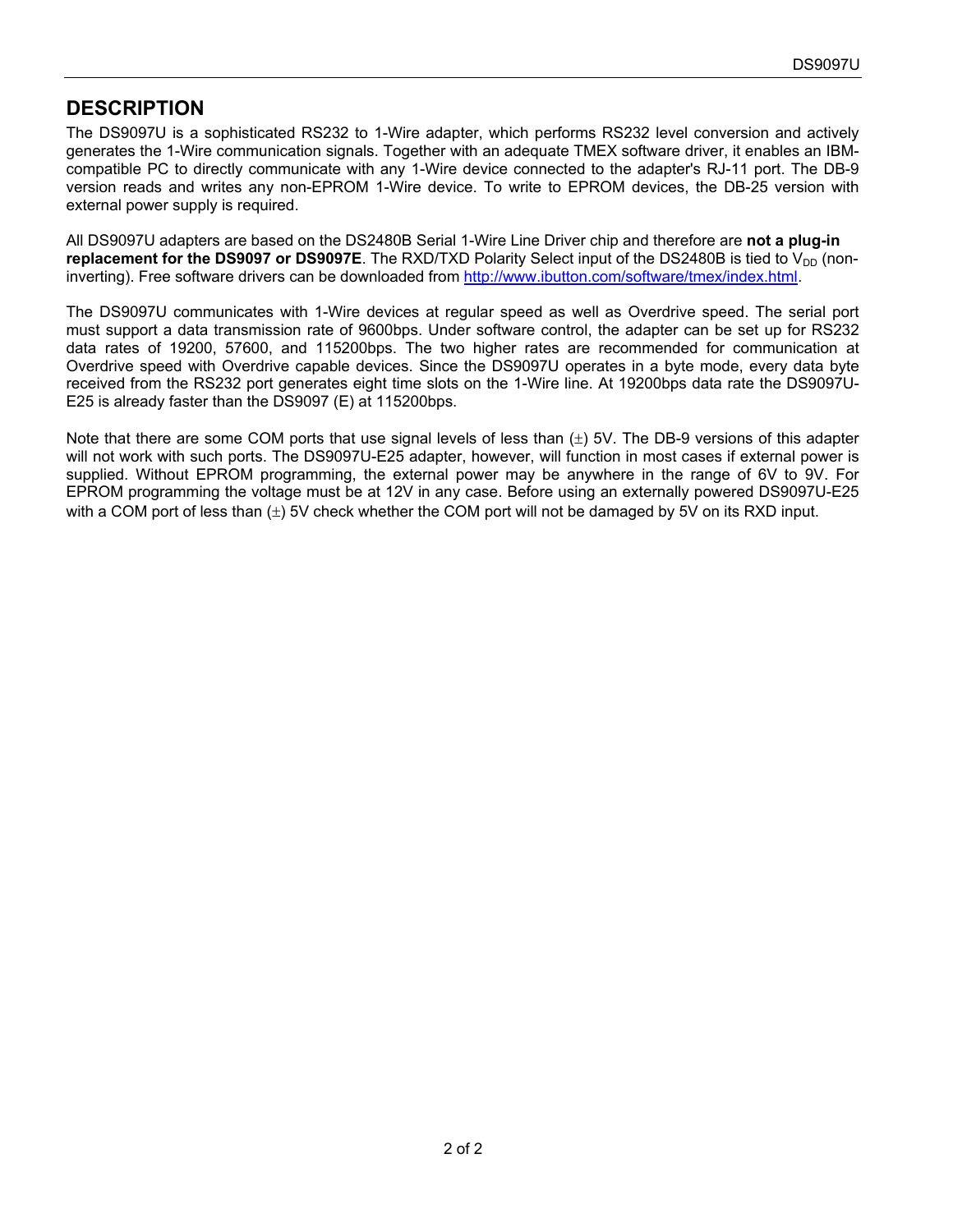## DESCRIPTION

The DS9097U is a sophisticated RS232 to 1-Wire adapter, which performs RS232 level conversion and actively generates the 1-Wire communication signals. Together with an adequate TMEX software driver, it enables an IBM-compatible PC to directly communicate with any 1-Wire device connected to the adapter's RJ-11 port. The DB-9 version reads and writes any non-EPROM 1-Wire device. To write to EPROM devices, the DB-25 version with external power supply is required.

All DS9097U adapters are based on the DS2480B Serial 1-Wire Line Driver chip and therefore are **not a plug-in replacement for the DS9097 or DS9097E**. The RXD/TXD Polarity Select input of the DS2480B is tied to $V_{DD}$ (non-inverting). Free software drivers can be downloaded from [http://www.ibutton.com/software/tmex/index.html](http://www.ibutton.com/software/tmex/index.html).

The DS9097U communicates with 1-Wire devices at regular speed as well as Overdrive speed. The serial port must support a data transmission rate of 9600bps. Under software control, the adapter can be set up for RS232 data rates of 19200, 57600, and 115200bps. The two higher rates are recommended for communication at Overdrive speed with Overdrive capable devices. Since the DS9097U operates in a byte mode, every data byte received from the RS232 port generates eight time slots on the 1-Wire line. At 19200bps data rate the DS9097U-E25 is already faster than the DS9097 (E) at 115200bps.

Note that there are some COM ports that use signal levels of less than (±) 5V. The DB-9 versions of this adapter will not work with such ports. The DS9097U-E25 adapter, however, will function in most cases if external power is supplied. Without EPROM programming, the external power may be anywhere in the range of 6V to 9V. For EPROM programming the voltage must be at 12V in any case. Before using an externally powered DS9097U-E25 with a COM port of less than (±) 5V check whether the COM port will not be damaged by 5V on its RXD input.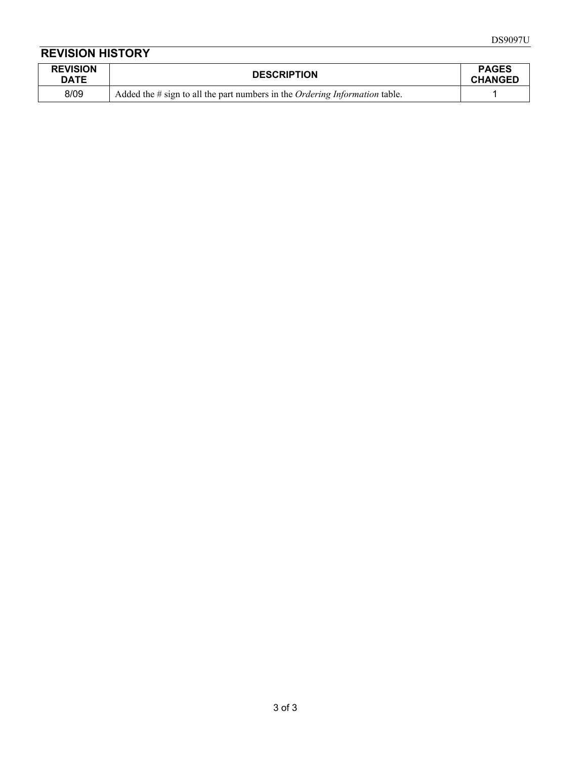## REVISION HISTORY

| REVISION DATE | DESCRIPTION | PAGES CHANGED |
| --- | --- | --- |
| 8/09 | Added the # sign to all the part numbers in the *Ordering Information* table. | 1 |